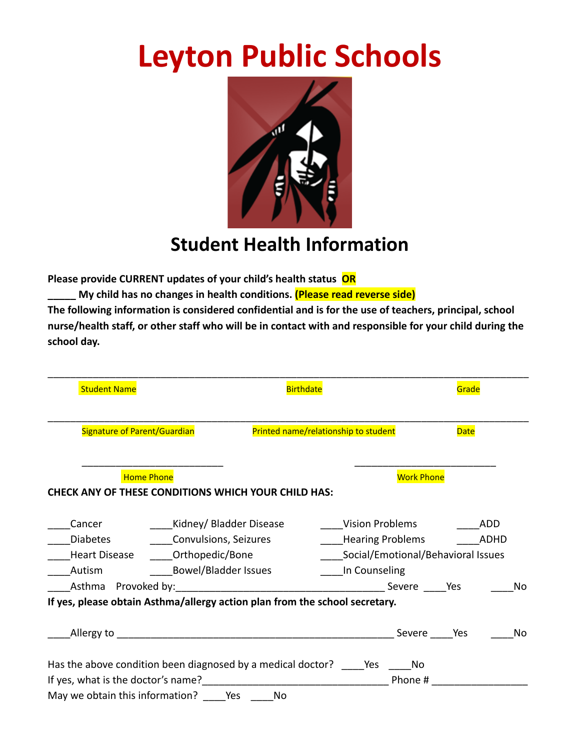# Leyton Public Schools

## Student Health Information

**Please provide CURRENT updates of your child's health status OR**

**_____ My child has no changes in health conditions. (Please read reverse side)**

**The following information is considered confidential and is for the use of teachers, principal, school nurse/health staff, or other staff who will be in contact with and responsible for your child during the school day.**

_______________________________________________________________________________

Student Name　　　　　　　　　　Birthdate　　　　　　　　　　Grade

_______________________________________________________________________________

Signature of Parent/Guardian　　　　　　Printed name/relationship to student　　　　　　Date

___________________________　　　　　　___________________________

Home Phone　　　　　　　　　　　　　　Work Phone

**CHECK ANY OF THESE CONDITIONS WHICH YOUR CHILD HAS:**

____Cancer　　____Kidney/ Bladder Disease　　____Vision Problems　　____ADD

____Diabetes　　____Convulsions, Seizures　　____Hearing Problems　　____ADHD

____Heart Disease　　____Orthopedic/Bone　　____Social/Emotional/Behavioral Issues

____Autism　　____Bowel/Bladder Issues　　____In Counseling

____Asthma　Provoked by:_____________________________________ Severe ____Yes　____No

**If yes, please obtain Asthma/allergy action plan from the school secretary.**

____Allergy to ___________________________________________________ Severe ____Yes　____No

Has the above condition been diagnosed by a medical doctor? ____Yes ____No

If yes, what is the doctor's name?__________________________________ Phone # _________________

May we obtain this information? ____Yes ____No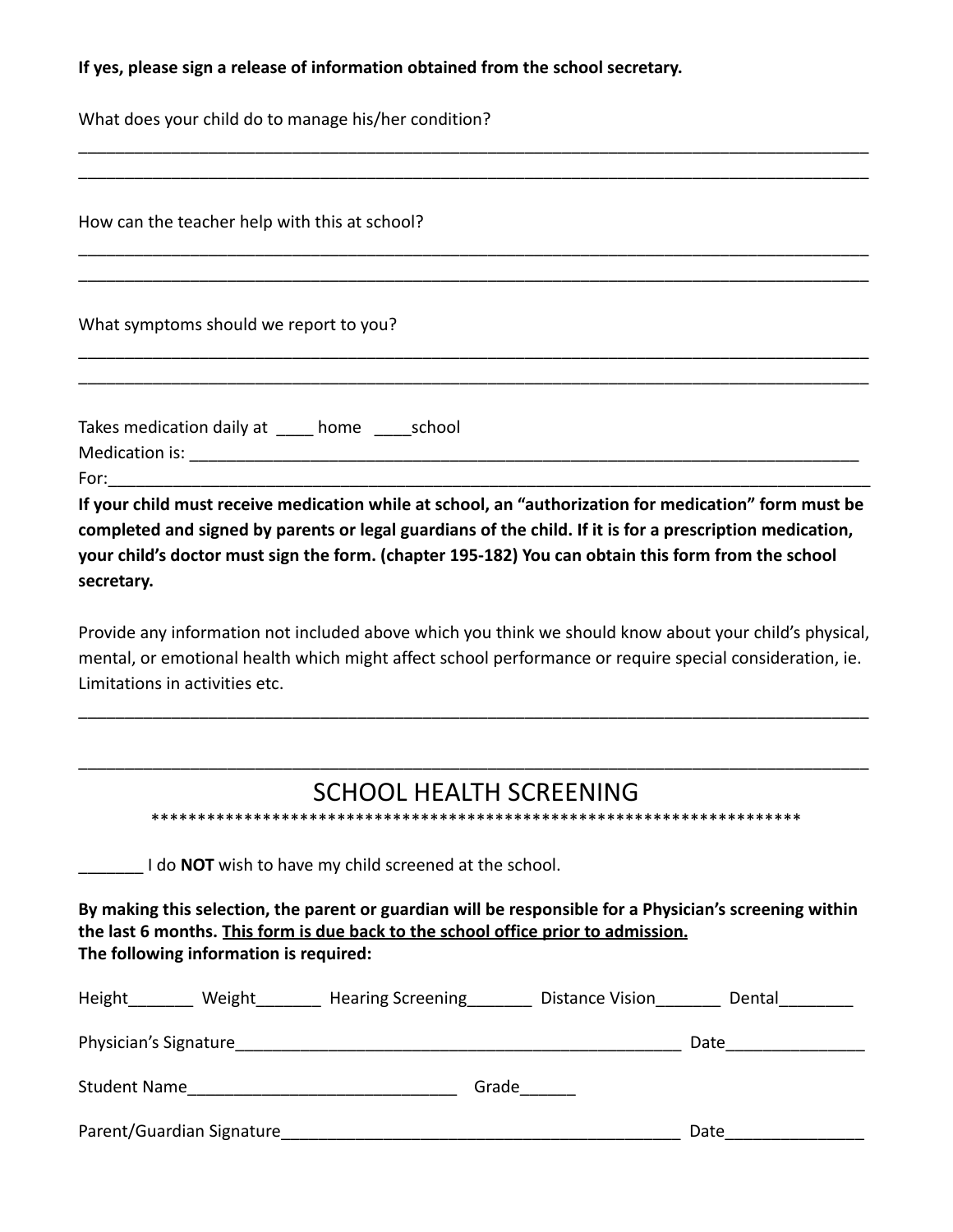**If yes, please sign a release of information obtained from the school secretary.**

What does your child do to manage his/her condition?

________________________________________________________________________________________

________________________________________________________________________________________

How can the teacher help with this at school?

________________________________________________________________________________________

________________________________________________________________________________________

What symptoms should we report to you?

________________________________________________________________________________________

________________________________________________________________________________________

Takes medication daily at ____ home ____school

Medication is: ___________________________________________________________________________

For:_____________________________________________________________________________________

**If your child must receive medication while at school, an "authorization for medication" form must be completed and signed by parents or legal guardians of the child. If it is for a prescription medication, your child's doctor must sign the form. (chapter 195-182) You can obtain this form from the school secretary.**

Provide any information not included above which you think we should know about your child's physical, mental, or emotional health which might affect school performance or require special consideration, ie. Limitations in activities etc.

________________________________________________________________________________________

________________________________________________________________________________________

# SCHOOL HEALTH SCREENING

**********************************************************************

_______ I do **NOT** wish to have my child screened at the school.

**By making this selection, the parent or guardian will be responsible for a Physician's screening within the last 6 months. <u>This form is due back to the school office prior to admission.</u>**
**The following information is required:**

Height_______ Weight_______ Hearing Screening_______ Distance Vision_______ Dental________

Physician's Signature__________________________________________________ Date_______________

Student Name_____________________________ Grade______

Parent/Guardian Signature____________________________________________ Date_______________